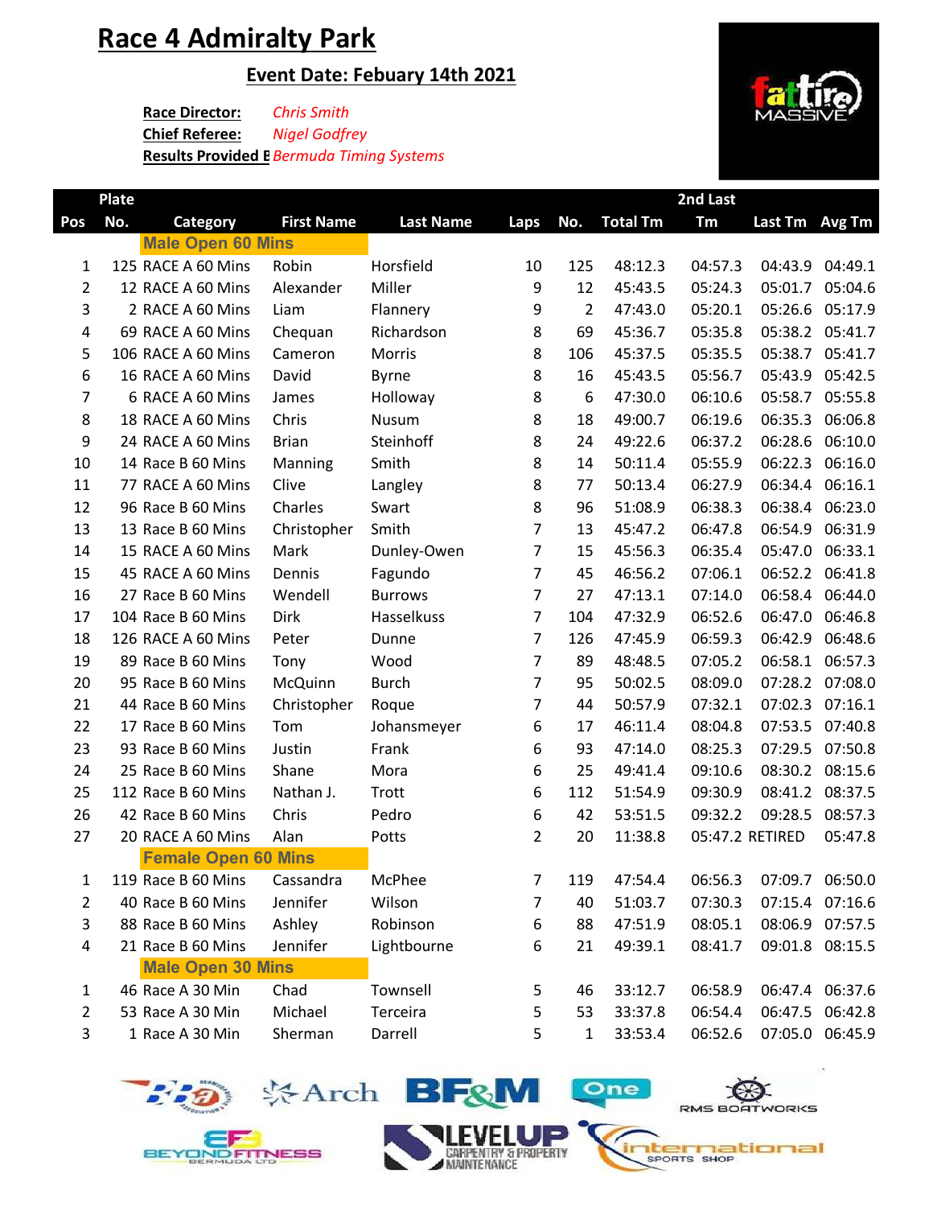# Race 4 Admiralty Park

## Event Date: Febuary 14th 2021

**Race Director:** *Chris Smith*
**Chief Referee:** *Nigel Godfrey*
**Results Provided B** *Bermuda Timing Systems*

| Pos | Plate No. | Category | First Name | Last Name | Laps | No. | Total Tm | 2nd Last Tm | Last Tm | Avg Tm |
|---|---|---|---|---|---|---|---|---|---|---|
| | | **Male Open 60 Mins** | | | | | | | | |
| 1 | 125 | RACE A 60 Mins | Robin | Horsfield | 10 | 125 | 48:12.3 | 04:57.3 | 04:43.9 | 04:49.1 |
| 2 | 12 | RACE A 60 Mins | Alexander | Miller | 9 | 12 | 45:43.5 | 05:24.3 | 05:01.7 | 05:04.6 |
| 3 | 2 | RACE A 60 Mins | Liam | Flannery | 9 | 2 | 47:43.0 | 05:20.1 | 05:26.6 | 05:17.9 |
| 4 | 69 | RACE A 60 Mins | Chequan | Richardson | 8 | 69 | 45:36.7 | 05:35.8 | 05:38.2 | 05:41.7 |
| 5 | 106 | RACE A 60 Mins | Cameron | Morris | 8 | 106 | 45:37.5 | 05:35.5 | 05:38.7 | 05:41.7 |
| 6 | 16 | RACE A 60 Mins | David | Byrne | 8 | 16 | 45:43.5 | 05:56.7 | 05:43.9 | 05:42.5 |
| 7 | 6 | RACE A 60 Mins | James | Holloway | 8 | 6 | 47:30.0 | 06:10.6 | 05:58.7 | 05:55.8 |
| 8 | 18 | RACE A 60 Mins | Chris | Nusum | 8 | 18 | 49:00.7 | 06:19.6 | 06:35.3 | 06:06.8 |
| 9 | 24 | RACE A 60 Mins | Brian | Steinhoff | 8 | 24 | 49:22.6 | 06:37.2 | 06:28.6 | 06:10.6 |
| 10 | 14 | Race B 60 Mins | Manning | Smith | 8 | 14 | 50:11.4 | 05:55.9 | 06:22.3 | 06:16.0 |
| 11 | 77 | RACE A 60 Mins | Clive | Langley | 8 | 77 | 50:13.4 | 06:27.9 | 06:34.4 | 06:16.1 |
| 12 | 96 | Race B 60 Mins | Charles | Swart | 8 | 96 | 51:08.9 | 06:38.3 | 06:38.4 | 06:23.0 |
| 13 | 13 | Race B 60 Mins | Christopher | Smith | 7 | 13 | 45:47.2 | 06:47.8 | 06:54.9 | 06:31.9 |
| 14 | 15 | RACE A 60 Mins | Mark | Dunley-Owen | 7 | 15 | 45:56.3 | 06:35.4 | 05:47.0 | 06:33.1 |
| 15 | 45 | RACE A 60 Mins | Dennis | Fagundo | 7 | 45 | 46:56.2 | 07:06.1 | 06:52.2 | 06:41.8 |
| 16 | 27 | Race B 60 Mins | Wendell | Burrows | 7 | 27 | 47:13.1 | 07:14.0 | 06:58.4 | 06:44.0 |
| 17 | 104 | Race B 60 Mins | Dirk | Hasselkuss | 7 | 104 | 47:32.9 | 06:52.6 | 06:47.0 | 06:46.8 |
| 18 | 126 | RACE A 60 Mins | Peter | Dunne | 7 | 126 | 47:45.9 | 06:59.3 | 06:42.9 | 06:48.6 |
| 19 | 89 | Race B 60 Mins | Tony | Wood | 7 | 89 | 48:48.5 | 07:05.2 | 06:58.1 | 06:57.3 |
| 20 | 95 | Race B 60 Mins | McQuinn | Burch | 7 | 95 | 50:02.5 | 08:09.0 | 07:28.2 | 07:08.0 |
| 21 | 44 | Race B 60 Mins | Christopher | Roque | 7 | 44 | 50:57.9 | 07:32.1 | 07:02.3 | 07:16.1 |
| 22 | 17 | Race B 60 Mins | Tom | Johansmeyer | 6 | 17 | 46:11.4 | 08:04.8 | 07:53.5 | 07:40.8 |
| 23 | 93 | Race B 60 Mins | Justin | Frank | 6 | 93 | 47:14.0 | 08:25.3 | 07:29.5 | 07:50.8 |
| 24 | 25 | Race B 60 Mins | Shane | Mora | 6 | 25 | 49:41.4 | 09:10.6 | 08:30.2 | 08:15.6 |
| 25 | 112 | Race B 60 Mins | Nathan J. | Trott | 6 | 112 | 51:54.9 | 09:30.9 | 08:41.2 | 08:37.5 |
| 26 | 42 | Race B 60 Mins | Chris | Pedro | 6 | 42 | 53:51.5 | 09:32.2 | 09:28.5 | 08:57.3 |
| 27 | 20 | RACE A 60 Mins | Alan | Potts | 2 | 20 | 11:38.8 | 05:47.2 | RETIRED | 05:47.8 |
| | | **Female Open 60 Mins** | | | | | | | | |
| 1 | 119 | Race B 60 Mins | Cassandra | McPhee | 7 | 119 | 47:54.4 | 06:56.3 | 07:09.7 | 06:50.0 |
| 2 | 40 | Race B 60 Mins | Jennifer | Wilson | 7 | 40 | 51:03.7 | 07:30.3 | 07:15.4 | 07:16.6 |
| 3 | 88 | Race B 60 Mins | Ashley | Robinson | 6 | 88 | 47:51.9 | 08:05.1 | 08:06.9 | 07:57.5 |
| 4 | 21 | Race B 60 Mins | Jennifer | Lightbourne | 6 | 21 | 49:39.1 | 08:41.7 | 09:01.8 | 08:15.5 |
| | | **Male Open 30 Mins** | | | | | | | | |
| 1 | 46 | Race A 30 Min | Chad | Townsell | 5 | 46 | 33:12.7 | 06:58.9 | 06:47.4 | 06:37.6 |
| 2 | 53 | Race A 30 Min | Michael | Terceira | 5 | 53 | 33:37.8 | 06:54.4 | 06:47.5 | 06:42.8 |
| 3 | 1 | Race A 30 Min | Sherman | Darrell | 5 | 1 | 33:53.4 | 06:52.6 | 07:05.0 | 06:45.9 |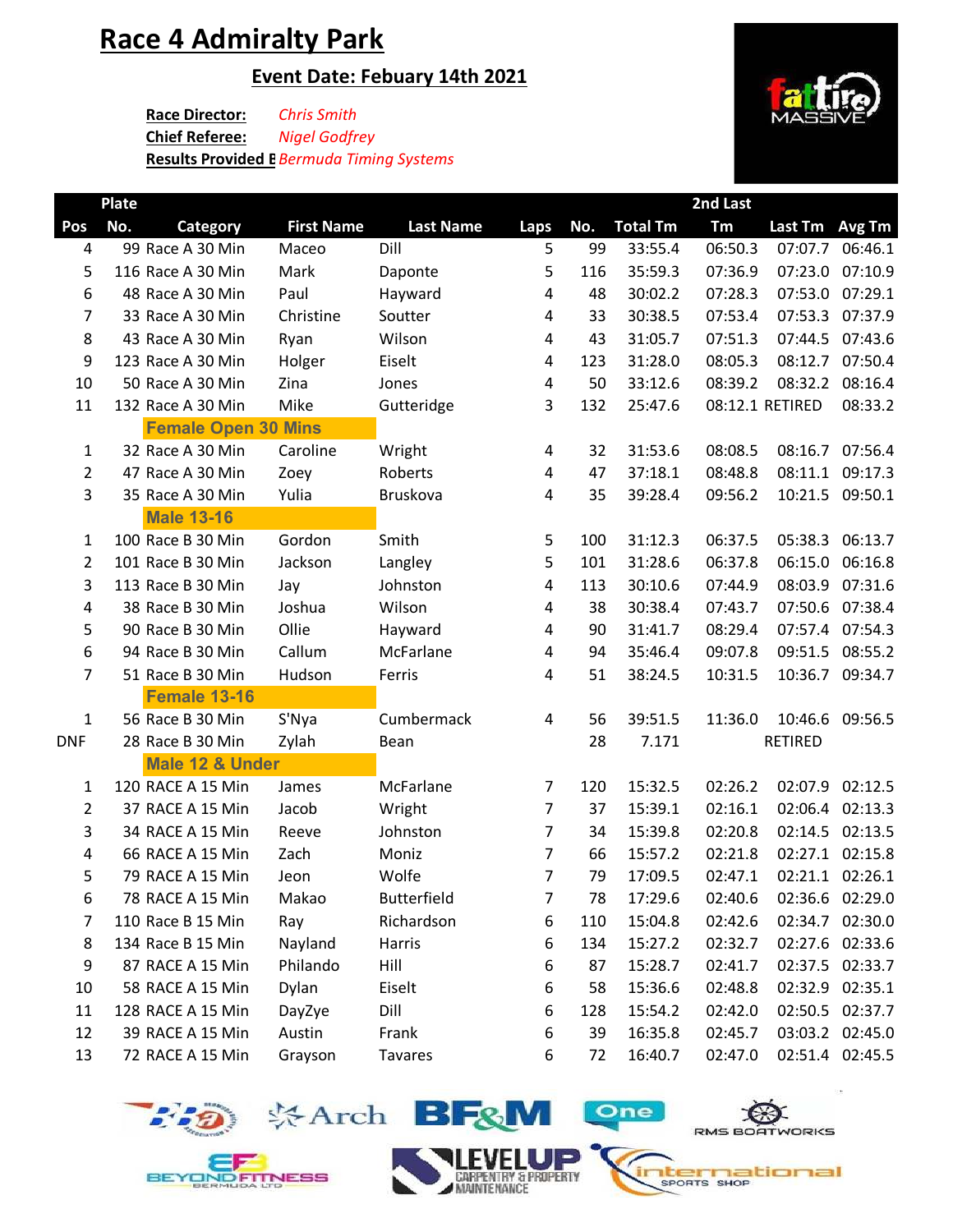# Race 4 Admiralty Park

## Event Date: Febuary 14th 2021

**Race Director:** *Chris Smith*
**Chief Referee:** *Nigel Godfrey*
**Results Provided B** *Bermuda Timing Systems*

| Pos | Plate No. | Category | First Name | Last Name | Laps | No. | Total Tm | 2nd Last Tm | Last Tm | Avg Tm |
|---|---|---|---|---|---|---|---|---|---|---|
| 4 | 99 | Race A 30 Min | Maceo | Dill | 5 | 99 | 33:55.4 | 06:50.3 | 07:07.7 | 06:46.1 |
| 5 | 116 | Race A 30 Min | Mark | Daponte | 5 | 116 | 35:59.3 | 07:36.9 | 07:23.0 | 07:10.9 |
| 6 | 48 | Race A 30 Min | Paul | Hayward | 4 | 48 | 30:02.2 | 07:28.3 | 07:53.0 | 07:29.1 |
| 7 | 33 | Race A 30 Min | Christine | Soutter | 4 | 33 | 30:38.5 | 07:53.4 | 07:53.3 | 07:37.9 |
| 8 | 43 | Race A 30 Min | Ryan | Wilson | 4 | 43 | 31:05.7 | 07:51.3 | 07:44.5 | 07:43.6 |
| 9 | 123 | Race A 30 Min | Holger | Eiselt | 4 | 123 | 31:28.0 | 08:05.3 | 08:12.7 | 07:50.4 |
| 10 | 50 | Race A 30 Min | Zina | Jones | 4 | 50 | 33:12.6 | 08:39.2 | 08:32.2 | 08:16.4 |
| 11 | 132 | Race A 30 Min | Mike | Gutteridge | 3 | 132 | 25:47.6 | 08:12.1 | RETIRED | 08:33.2 |
| | | **Female Open 30 Mins** | | | | | | | | |
| 1 | 32 | Race A 30 Min | Caroline | Wright | 4 | 32 | 31:53.6 | 08:08.5 | 08:16.7 | 07:56.4 |
| 2 | 47 | Race A 30 Min | Zoey | Roberts | 4 | 47 | 37:18.1 | 08:48.8 | 08:11.1 | 09:17.3 |
| 3 | 35 | Race A 30 Min | Yulia | Bruskova | 4 | 35 | 39:28.4 | 09:56.2 | 10:21.5 | 09:50.1 |
| | | **Male 13-16** | | | | | | | | |
| 1 | 100 | Race B 30 Min | Gordon | Smith | 5 | 100 | 31:12.3 | 06:37.5 | 05:38.3 | 06:13.7 |
| 2 | 101 | Race B 30 Min | Jackson | Langley | 5 | 101 | 31:28.6 | 06:37.8 | 06:15.0 | 06:16.8 |
| 3 | 113 | Race B 30 Min | Jay | Johnston | 4 | 113 | 30:10.6 | 07:44.9 | 08:03.9 | 07:31.6 |
| 4 | 38 | Race B 30 Min | Joshua | Wilson | 4 | 38 | 30:38.4 | 07:43.7 | 07:50.6 | 07:38.4 |
| 5 | 90 | Race B 30 Min | Ollie | Hayward | 4 | 90 | 31:41.7 | 08:29.4 | 07:57.4 | 07:54.3 |
| 6 | 94 | Race B 30 Min | Callum | McFarlane | 4 | 94 | 35:46.4 | 09:07.8 | 09:51.5 | 08:55.2 |
| 7 | 51 | Race B 30 Min | Hudson | Ferris | 4 | 51 | 38:24.5 | 10:31.5 | 10:36.7 | 09:34.7 |
| | | **Female 13-16** | | | | | | | | |
| 1 | 56 | Race B 30 Min | S'Nya | Cumbermack | 4 | 56 | 39:51.5 | 11:36.0 | 10:46.6 | 09:56.5 |
| DNF | 28 | Race B 30 Min | Zylah | Bean | | 28 | 7.171 | | RETIRED | |
| | | **Male 12 & Under** | | | | | | | | |
| 1 | 120 | RACE A 15 Min | James | McFarlane | 7 | 120 | 15:32.5 | 02:26.2 | 02:07.9 | 02:12.5 |
| 2 | 37 | RACE A 15 Min | Jacob | Wright | 7 | 37 | 15:39.1 | 02:16.1 | 02:06.4 | 02:13.3 |
| 3 | 34 | RACE A 15 Min | Reeve | Johnston | 7 | 34 | 15:39.8 | 02:20.8 | 02:14.5 | 02:13.5 |
| 4 | 66 | RACE A 15 Min | Zach | Moniz | 7 | 66 | 15:57.2 | 02:21.8 | 02:27.1 | 02:15.8 |
| 5 | 79 | RACE A 15 Min | Jeon | Wolfe | 7 | 79 | 17:09.5 | 02:47.1 | 02:21.1 | 02:26.1 |
| 6 | 78 | RACE A 15 Min | Makao | Butterfield | 7 | 78 | 17:29.6 | 02:40.6 | 02:36.6 | 02:29.0 |
| 7 | 110 | Race B 15 Min | Ray | Richardson | 6 | 110 | 15:04.8 | 02:42.6 | 02:34.7 | 02:30.0 |
| 8 | 134 | Race B 15 Min | Nayland | Harris | 6 | 134 | 15:27.2 | 02:32.7 | 02:27.6 | 02:33.6 |
| 9 | 87 | RACE A 15 Min | Philando | Hill | 6 | 87 | 15:28.7 | 02:41.7 | 02:37.5 | 02:33.7 |
| 10 | 58 | RACE A 15 Min | Dylan | Eiselt | 6 | 58 | 15:36.6 | 02:48.8 | 02:32.9 | 02:35.1 |
| 11 | 128 | RACE A 15 Min | DayZye | Dill | 6 | 128 | 15:54.2 | 02:42.0 | 02:50.5 | 02:37.7 |
| 12 | 39 | RACE A 15 Min | Austin | Frank | 6 | 39 | 16:35.8 | 02:45.7 | 03:03.2 | 02:45.0 |
| 13 | 72 | RACE A 15 Min | Grayson | Tavares | 6 | 72 | 16:40.7 | 02:47.0 | 02:51.4 | 02:45.5 |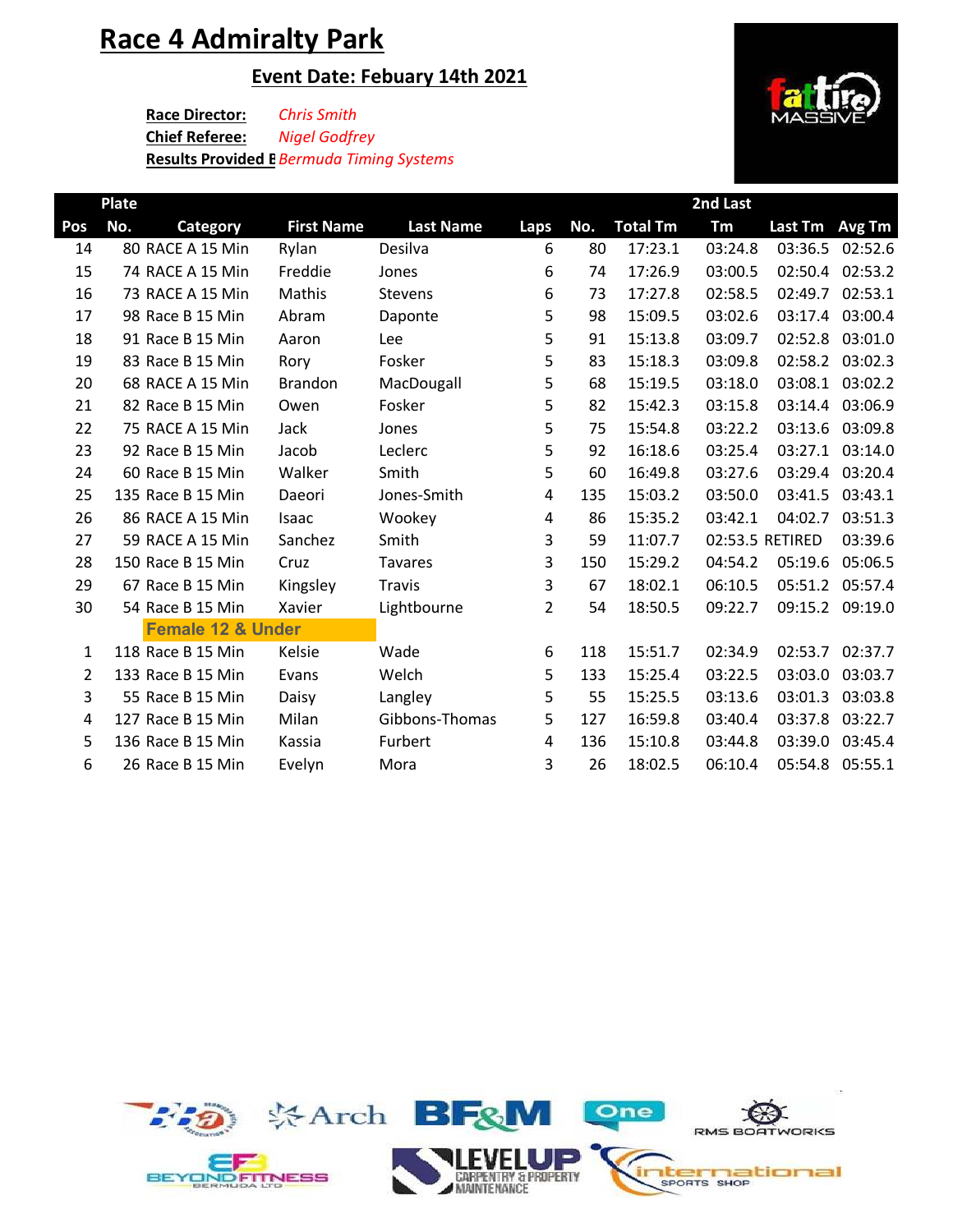# Race 4 Admiralty Park

## Event Date: Febuary 14th 2021

**Race Director:** *Chris Smith*
**Chief Referee:** *Nigel Godfrey*
**Results Provided B** *Bermuda Timing Systems*

| Pos | Plate No. | Category | First Name | Last Name | Laps | No. | Total Tm | 2nd Last Tm | Last Tm | Avg Tm |
|---|---|---|---|---|---|---|---|---|---|---|
| 14 | 80 | RACE A 15 Min | Rylan | Desilva | 6 | 80 | 17:23.1 | 03:24.8 | 03:36.5 | 02:52.6 |
| 15 | 74 | RACE A 15 Min | Freddie | Jones | 6 | 74 | 17:26.9 | 03:00.5 | 02:50.4 | 02:53.2 |
| 16 | 73 | RACE A 15 Min | Mathis | Stevens | 6 | 73 | 17:27.8 | 02:58.5 | 02:49.7 | 02:53.1 |
| 17 | 98 | Race B 15 Min | Abram | Daponte | 5 | 98 | 15:09.5 | 03:02.6 | 03:17.4 | 03:00.4 |
| 18 | 91 | Race B 15 Min | Aaron | Lee | 5 | 91 | 15:13.8 | 03:09.7 | 02:52.8 | 03:01.0 |
| 19 | 83 | Race B 15 Min | Rory | Fosker | 5 | 83 | 15:18.3 | 03:09.8 | 02:58.2 | 03:02.3 |
| 20 | 68 | RACE A 15 Min | Brandon | MacDougall | 5 | 68 | 15:19.5 | 03:18.0 | 03:08.1 | 03:02.2 |
| 21 | 82 | Race B 15 Min | Owen | Fosker | 5 | 82 | 15:42.3 | 03:15.8 | 03:14.4 | 03:06.9 |
| 22 | 75 | RACE A 15 Min | Jack | Jones | 5 | 75 | 15:54.8 | 03:22.2 | 03:13.6 | 03:09.8 |
| 23 | 92 | Race B 15 Min | Jacob | Leclerc | 5 | 92 | 16:18.6 | 03:25.4 | 03:27.1 | 03:14.0 |
| 24 | 60 | Race B 15 Min | Walker | Smith | 5 | 60 | 16:49.8 | 03:27.6 | 03:29.4 | 03:20.4 |
| 25 | 135 | Race B 15 Min | Daeori | Jones-Smith | 4 | 135 | 15:03.2 | 03:50.0 | 03:41.5 | 03:43.1 |
| 26 | 86 | RACE A 15 Min | Isaac | Wookey | 4 | 86 | 15:35.2 | 03:42.1 | 04:02.7 | 03:51.3 |
| 27 | 59 | RACE A 15 Min | Sanchez | Smith | 3 | 59 | 11:07.7 | 02:53.5 | RETIRED | 03:39.6 |
| 28 | 150 | Race B 15 Min | Cruz | Tavares | 3 | 150 | 15:29.2 | 04:54.2 | 05:19.6 | 05:06.5 |
| 29 | 67 | Race B 15 Min | Kingsley | Travis | 3 | 67 | 18:02.1 | 06:10.5 | 05:51.2 | 05:57.4 |
| 30 | 54 | Race B 15 Min | Xavier | Lightbourne | 2 | 54 | 18:50.5 | 09:22.7 | 09:15.2 | 09:19.0 |
| | | **Female 12 & Under** | | | | | | | | |
| 1 | 118 | Race B 15 Min | Kelsie | Wade | 6 | 118 | 15:51.7 | 02:34.9 | 02:53.7 | 02:37.7 |
| 2 | 133 | Race B 15 Min | Evans | Welch | 5 | 133 | 15:25.4 | 03:22.5 | 03:03.0 | 03:03.7 |
| 3 | 55 | Race B 15 Min | Daisy | Langley | 5 | 55 | 15:25.5 | 03:13.6 | 03:01.3 | 03:03.8 |
| 4 | 127 | Race B 15 Min | Milan | Gibbons-Thomas | 5 | 127 | 16:59.8 | 03:40.4 | 03:37.8 | 03:22.7 |
| 5 | 136 | Race B 15 Min | Kassia | Furbert | 4 | 136 | 15:10.8 | 03:44.8 | 03:39.0 | 03:45.4 |
| 6 | 26 | Race B 15 Min | Evelyn | Mora | 3 | 26 | 18:02.5 | 06:10.4 | 05:54.8 | 05:55.1 |